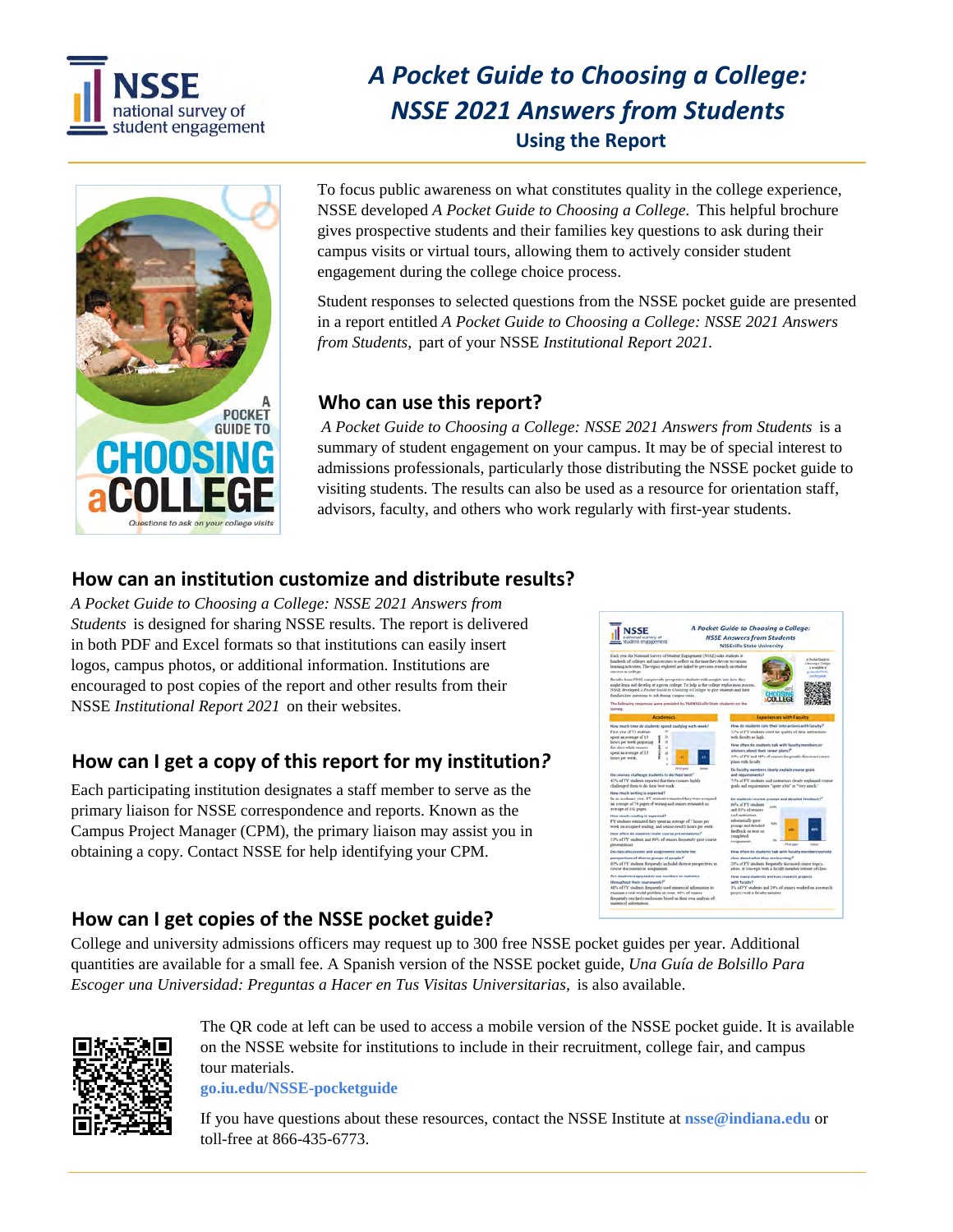# A Pocket Guide to Choosing a College: NSSE 2021 Answers from Students

## Using the Report

To focus public awareness on what constitutes quality in the college experience, NSSE developed *A Pocket Guide to Choosing a College.* This helpful brochure gives prospective students and their families key questions to ask during their campus visits or virtual tours, allowing them to actively consider student engagement during the college choice process.

Student responses to selected questions from the NSSE pocket guide are presented in a report entitled *A Pocket Guide to Choosing a College: NSSE 2021 Answers from Students,* part of your NSSE *Institutional Report 2021.*

## Who can use this report?

*A Pocket Guide to Choosing a College: NSSE 2021 Answers from Students* is a summary of student engagement on your campus. It may be of special interest to admissions professionals, particularly those distributing the NSSE pocket guide to visiting students. The results can also be used as a resource for orientation staff, advisors, faculty, and others who work regularly with first-year students.

## How can an institution customize and distribute results?

*A Pocket Guide to Choosing a College: NSSE 2021 Answers from Students* is designed for sharing NSSE results. The report is delivered in both PDF and Excel formats so that institutions can easily insert logos, campus photos, or additional information. Institutions are encouraged to post copies of the report and other results from their NSSE *Institutional Report 2021* on their websites.

## How can I get a copy of this report for my institution?

Each participating institution designates a staff member to serve as the primary liaison for NSSE correspondence and reports. Known as the Campus Project Manager (CPM), the primary liaison may assist you in obtaining a copy. Contact NSSE for help identifying your CPM.

## How can I get copies of the NSSE pocket guide?

College and university admissions officers may request up to 300 free NSSE pocket guides per year. Additional quantities are available for a small fee. A Spanish version of the NSSE pocket guide, *Una Guía de Bolsillo Para Escoger una Universidad: Preguntas a Hacer en Tus Visitas Universitarias,* is also available.

The QR code at left can be used to access a mobile version of the NSSE pocket guide. It is available on the NSSE website for institutions to include in their recruitment, college fair, and campus tour materials.

**go.iu.edu/NSSE-pocketguide**

If you have questions about these resources, contact the NSSE Institute at **nsse@indiana.edu** or toll-free at 866-435-6773.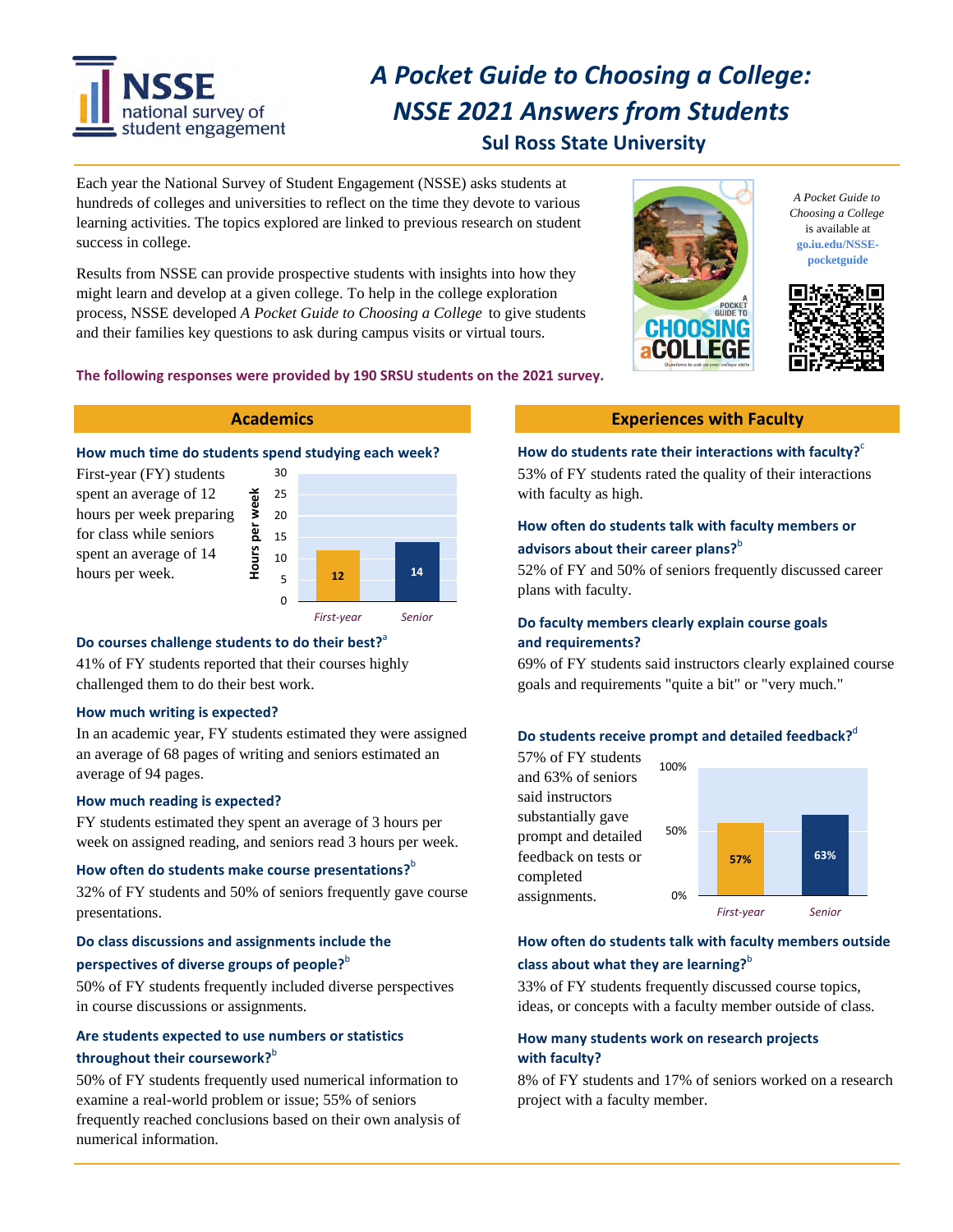# *A Pocket Guide to Choosing a College: NSSE 2021 Answers from Students*

## Sul Ross State University

Each year the National Survey of Student Engagement (NSSE) asks students at hundreds of colleges and universities to reflect on the time they devote to various learning activities. The topics explored are linked to previous research on student success in college.

Results from NSSE can provide prospective students with insights into how they might learn and develop at a given college. To help in the college exploration process, NSSE developed *A Pocket Guide to Choosing a College* to give students and their families key questions to ask during campus visits or virtual tours.

*A Pocket Guide to Choosing a College* is available at **go.iu.edu/NSSE-pocketguide**

**The following responses were provided by 190 SRSU students on the 2021 survey.**

## Academics

### How much time do students spend studying each week?

First-year (FY) students spent an average of 12 hours per week preparing for class while seniors spent an average of 14 hours per week.

| | Hours per week |
|---|---|
| First-year | 12 |
| Senior | 14 |

### Do courses challenge students to do their best?[a]

41% of FY students reported that their courses highly challenged them to do their best work.

### How much writing is expected?

In an academic year, FY students estimated they were assigned an average of 68 pages of writing and seniors estimated an average of 94 pages.

### How much reading is expected?

FY students estimated they spent an average of 3 hours per week on assigned reading, and seniors read 3 hours per week.

### How often do students make course presentations?[b]

32% of FY students and 50% of seniors frequently gave course presentations.

### Do class discussions and assignments include the perspectives of diverse groups of people?[b]

50% of FY students frequently included diverse perspectives in course discussions or assignments.

### Are students expected to use numbers or statistics throughout their coursework?[b]

50% of FY students frequently used numerical information to examine a real-world problem or issue; 55% of seniors frequently reached conclusions based on their own analysis of numerical information.

## Experiences with Faculty

### How do students rate their interactions with faculty?[c]

53% of FY students rated the quality of their interactions with faculty as high.

### How often do students talk with faculty members or advisors about their career plans?[b]

52% of FY and 50% of seniors frequently discussed career plans with faculty.

### Do faculty members clearly explain course goals and requirements?

69% of FY students said instructors clearly explained course goals and requirements "quite a bit" or "very much."

### Do students receive prompt and detailed feedback?[d]

57% of FY students and 63% of seniors said instructors substantially gave prompt and detailed feedback on tests or completed assignments.

| | Percent |
|---|---|
| First-year | 57% |
| Senior | 63% |

### How often do students talk with faculty members outside class about what they are learning?[b]

33% of FY students frequently discussed course topics, ideas, or concepts with a faculty member outside of class.

### How many students work on research projects with faculty?

8% of FY students and 17% of seniors worked on a research project with a faculty member.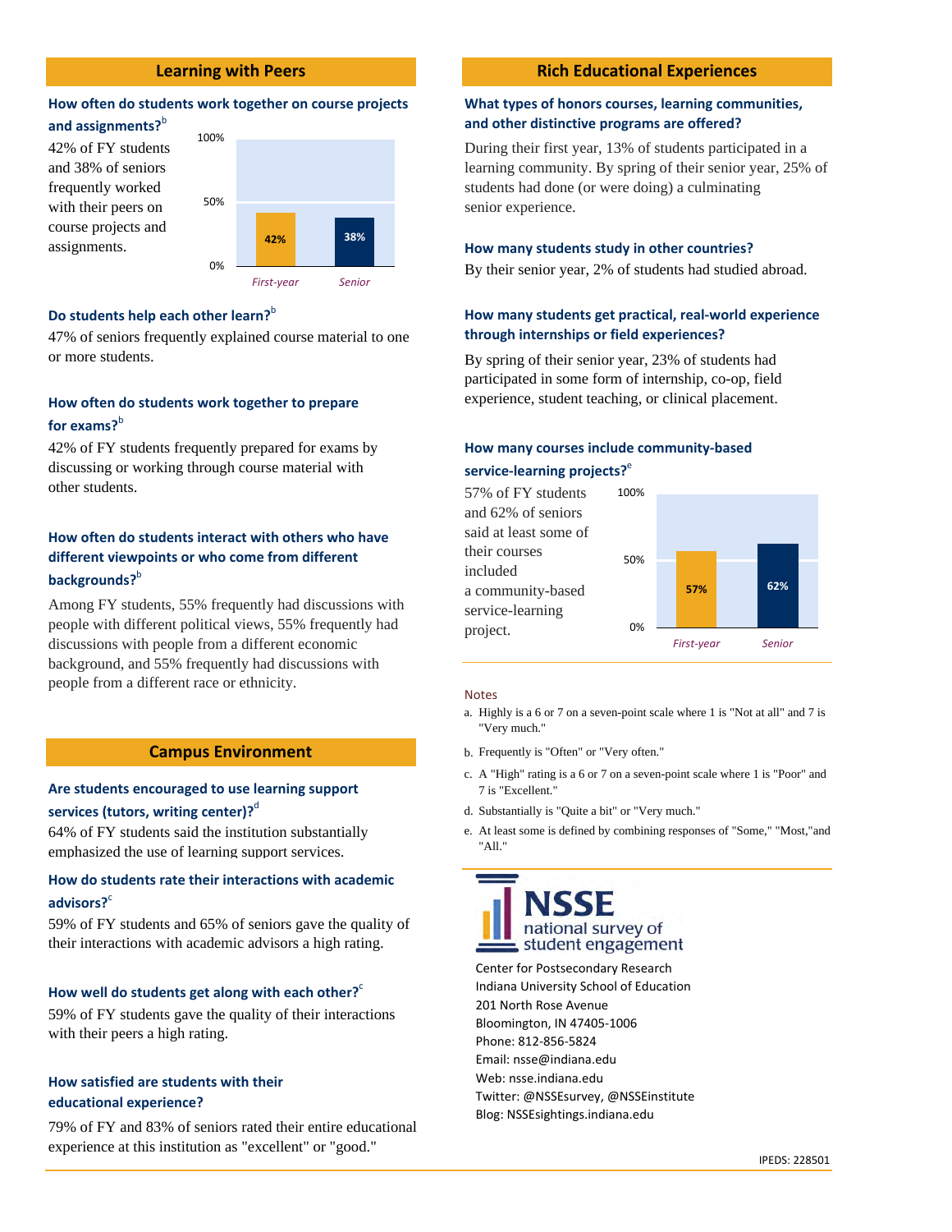## Learning with Peers

**How often do students work together on course projects and assignments?**[b]

42% of FY students and 38% of seniors frequently worked with their peers on course projects and assignments.

100%
50%
0%
42%
38%
First-year
Senior

**Do students help each other learn?**[b]

47% of seniors frequently explained course material to one or more students.

**How often do students work together to prepare for exams?**[b]

42% of FY students frequently prepared for exams by discussing or working through course material with other students.

**How often do students interact with others who have different viewpoints or who come from different backgrounds?**[b]

Among FY students, 55% frequently had discussions with people with different political views, 55% frequently had discussions with people from a different economic background, and 55% frequently had discussions with people from a different race or ethnicity.

## Campus Environment

**Are students encouraged to use learning support services (tutors, writing center)?**[d]

64% of FY students said the institution substantially emphasized the use of learning support services.

**How do students rate their interactions with academic advisors?**[c]

59% of FY students and 65% of seniors gave the quality of their interactions with academic advisors a high rating.

**How well do students get along with each other?**[c]

59% of FY students gave the quality of their interactions with their peers a high rating.

**How satisfied are students with their educational experience?**

79% of FY and 83% of seniors rated their entire educational experience at this institution as "excellent" or "good."

## Rich Educational Experiences

**What types of honors courses, learning communities, and other distinctive programs are offered?**

During their first year, 13% of students participated in a learning community. By spring of their senior year, 25% of students had done (or were doing) a culminating senior experience.

**How many students study in other countries?**

By their senior year, 2% of students had studied abroad.

**How many students get practical, real-world experience through internships or field experiences?**

By spring of their senior year, 23% of students had participated in some form of internship, co-op, field experience, student teaching, or clinical placement.

**How many courses include community-based service-learning projects?**[e]

57% of FY students and 62% of seniors said at least some of their courses included a community-based service-learning project.

100%
50%
0%
57%
62%
First-year
Senior

Notes

a. Highly is a 6 or 7 on a seven-point scale where 1 is "Not at all" and 7 is "Very much."

b. Frequently is "Often" or "Very often."

c. A "High" rating is a 6 or 7 on a seven-point scale where 1 is "Poor" and 7 is "Excellent."

d. Substantially is "Quite a bit" or "Very much."

e. At least some is defined by combining responses of "Some," "Most,"and "All."

NSSE national survey of student engagement

Center for Postsecondary Research
Indiana University School of Education
201 North Rose Avenue
Bloomington, IN 47405-1006
Phone: 812-856-5824
Email: nsse@indiana.edu
Web: nsse.indiana.edu
Twitter: @NSSEsurvey, @NSSEinstitute
Blog: NSSEsightings.indiana.edu

IPEDS: 228501